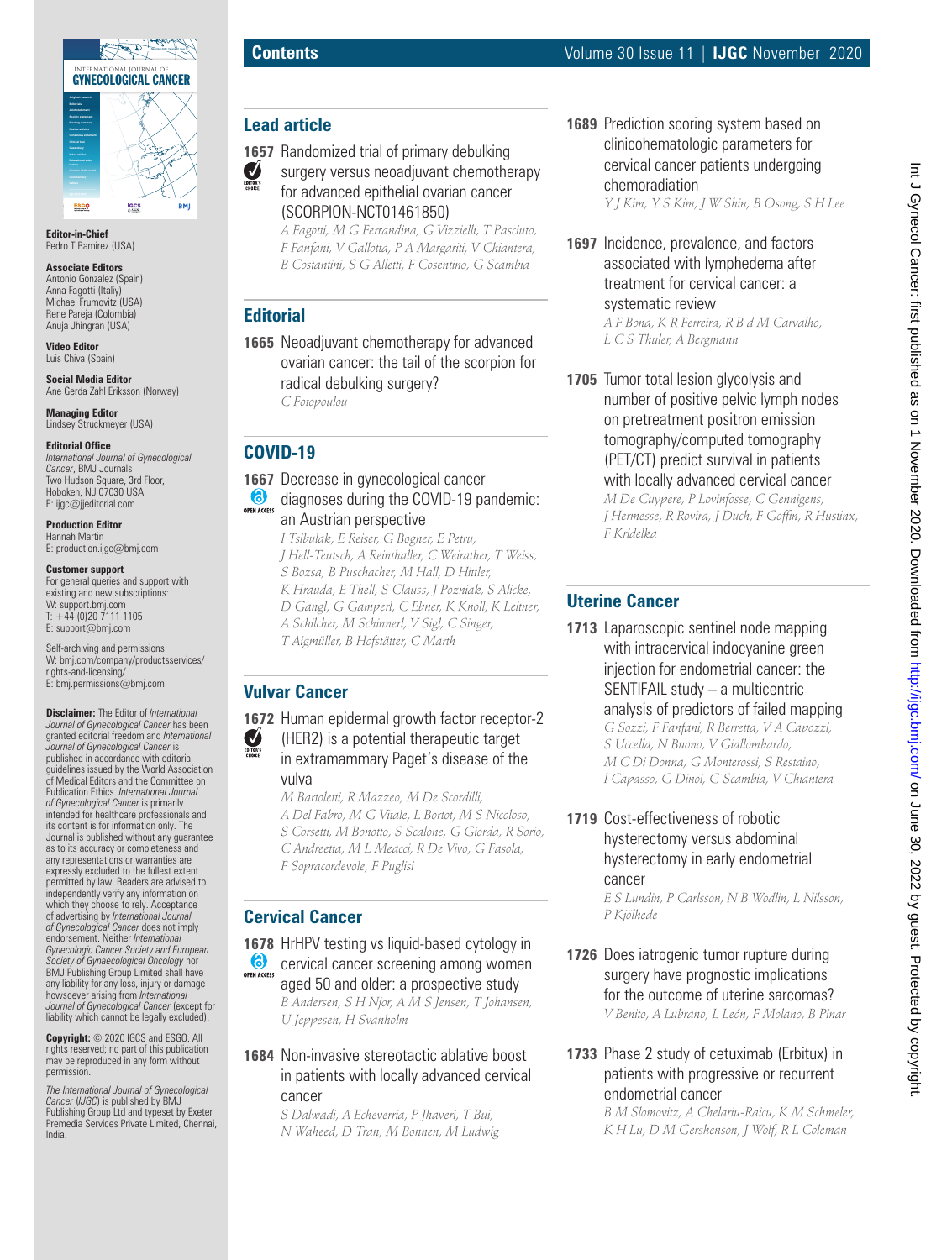**Editor-in-Chief**
Pedro T Ramirez (USA)

**Associate Editors**
Antonio Gonzalez (Spain)
Anna Fagotti (Italiy)
Michael Frumovitz (USA)
Rene Pareja (Colombia)
Anuja Jhingran (USA)

**Video Editor**
Luis Chiva (Spain)

**Social Media Editor**
Ane Gerda Zahl Eriksson (Norway)

**Managing Editor**
Lindsey Struckmeyer (USA)

**Editorial Office**
*International Journal of Gynecological Cancer*, BMJ Journals
Two Hudson Square, 3rd Floor,
Hoboken, NJ 07030 USA
E: ijgc@ijeditorial.com

**Production Editor**
Hannah Martin
E: production.ijgc@bmj.com

**Customer support**
For general queries and support with existing and new subscriptions:
W: support.bmj.com
T: +44 (0)20 7111 1105
E: support@bmj.com

Self-archiving and permissions
W: bmj.com/company/productsservices/rights-and-licensing/
E: bmj.permissions@bmj.com

**Disclaimer:** The Editor of *International Journal of Gynecological Cancer* has been granted editorial freedom and *International Journal of Gynecological Cancer* is published in accordance with editorial guidelines issued by the World Association of Medical Editors and the Committee on Publication Ethics. *International Journal of Gynecological Cancer* is primarily intended for healthcare professionals and its content is for information only. The Journal is published without any guarantee as to its accuracy or completeness and any representations or warranties are expressly excluded to the fullest extent permitted by law. Readers are advised to independently verify any information on which they choose to rely. Acceptance of advertising by *International Journal of Gynecological Cancer* does not imply endorsement. Neither *International Gynecologic Cancer Society and European Society of Gynaecological Oncology* nor BMJ Publishing Group Limited shall have any liability for any loss, injury or damage howsoever arising from *International Journal of Gynecological Cancer* (except for liability which cannot be legally excluded).

**Copyright:** © 2020 IGCS and ESGO. All rights reserved; no part of this publication may be reproduced in any form without permission.

*The International Journal of Gynecological Cancer* (*IJGC*) is published by BMJ Publishing Group Ltd and typeset by Exeter Premedia Services Private Limited, Chennai, India.

# Contents

## Lead article

**1657** Randomized trial of primary debulking surgery versus neoadjuvant chemotherapy for advanced epithelial ovarian cancer (SCORPION-NCT01461850) *(Editor's choice)*
*A Fagotti, M G Ferrandina, G Vizzielli, T Pasciuto, F Fanfani, V Gallotta, P A Margariti, V Chiantera, B Costantini, S G Alletti, F Cosentino, G Scambia*

## Editorial

**1665** Neoadjuvant chemotherapy for advanced ovarian cancer: the tail of the scorpion for radical debulking surgery?
*C Fotopoulou*

## COVID-19

**1667** Decrease in gynecological cancer diagnoses during the COVID-19 pandemic: an Austrian perspective *(Open access)*
*I Tsibulak, E Reiser, G Bogner, E Petru, J Hell-Teutsch, A Reinthaller, C Weirather, T Weiss, S Bozsa, B Puschacher, M Hall, D Hittler, K Hrauda, E Thell, S Clauss, J Pozniak, S Alicke, D Gangl, G Gamperl, C Ebner, K Knoll, K Leitner, A Schilcher, M Schinnerl, V Sigl, C Singer, T Aigmüller, B Hofstätter, C Marth*

## Vulvar Cancer

**1672** Human epidermal growth factor receptor-2 (HER2) is a potential therapeutic target in extramammary Paget's disease of the vulva *(Editor's choice)*
*M Bartoletti, R Mazzeo, M De Scordilli, A Del Fabro, M G Vitale, L Bortot, M S Nicoloso, S Corsetti, M Bonotto, S Scalone, G Giorda, R Sorio, C Andreetta, M L Meacci, R De Vivo, G Fasola, F Sopracordevole, F Puglisi*

## Cervical Cancer

**1678** HrHPV testing vs liquid-based cytology in cervical cancer screening among women aged 50 and older: a prospective study *(Open access)*
*B Andersen, S H Njor, A M S Jensen, T Johansen, U Jeppesen, H Svanholm*

**1684** Non-invasive stereotactic ablative boost in patients with locally advanced cervical cancer
*S Dalwadi, A Echeverria, P Jhaveri, T Bui, N Waheed, D Tran, M Bonnen, M Ludwig*

**1689** Prediction scoring system based on clinicohematologic parameters for cervical cancer patients undergoing chemoradiation
*Y J Kim, Y S Kim, J W Shin, B Osong, S H Lee*

**1697** Incidence, prevalence, and factors associated with lymphedema after treatment for cervical cancer: a systematic review
*A F Bona, K R Ferreira, R B d M Carvalho, L C S Thuler, A Bergmann*

**1705** Tumor total lesion glycolysis and number of positive pelvic lymph nodes on pretreatment positron emission tomography/computed tomography (PET/CT) predict survival in patients with locally advanced cervical cancer
*M De Cuypere, P Lovinfosse, C Gennigens, J Hermesse, R Rovira, J Duch, F Goffin, R Hustinx, F Kridelka*

## Uterine Cancer

**1713** Laparoscopic sentinel node mapping with intracervical indocyanine green injection for endometrial cancer: the SENTIFAIL study – a multicentric analysis of predictors of failed mapping
*G Sozzi, F Fanfani, R Berretta, V A Capozzi, S Uccella, N Buono, V Giallombardo, M C Di Donna, G Monterossi, S Restaino, I Capasso, G Dinoi, G Scambia, V Chiantera*

**1719** Cost-effectiveness of robotic hysterectomy versus abdominal hysterectomy in early endometrial cancer
*E S Lundin, P Carlsson, N B Wodlin, L Nilsson, P Kjölhede*

**1726** Does iatrogenic tumor rupture during surgery have prognostic implications for the outcome of uterine sarcomas?
*V Benito, A Lubrano, L León, F Molano, B Pinar*

**1733** Phase 2 study of cetuximab (Erbitux) in patients with progressive or recurrent endometrial cancer
*B M Slomovitz, A Chelariu-Raicu, K M Schmeler, K H Lu, D M Gershenson, J Wolf, R L Coleman*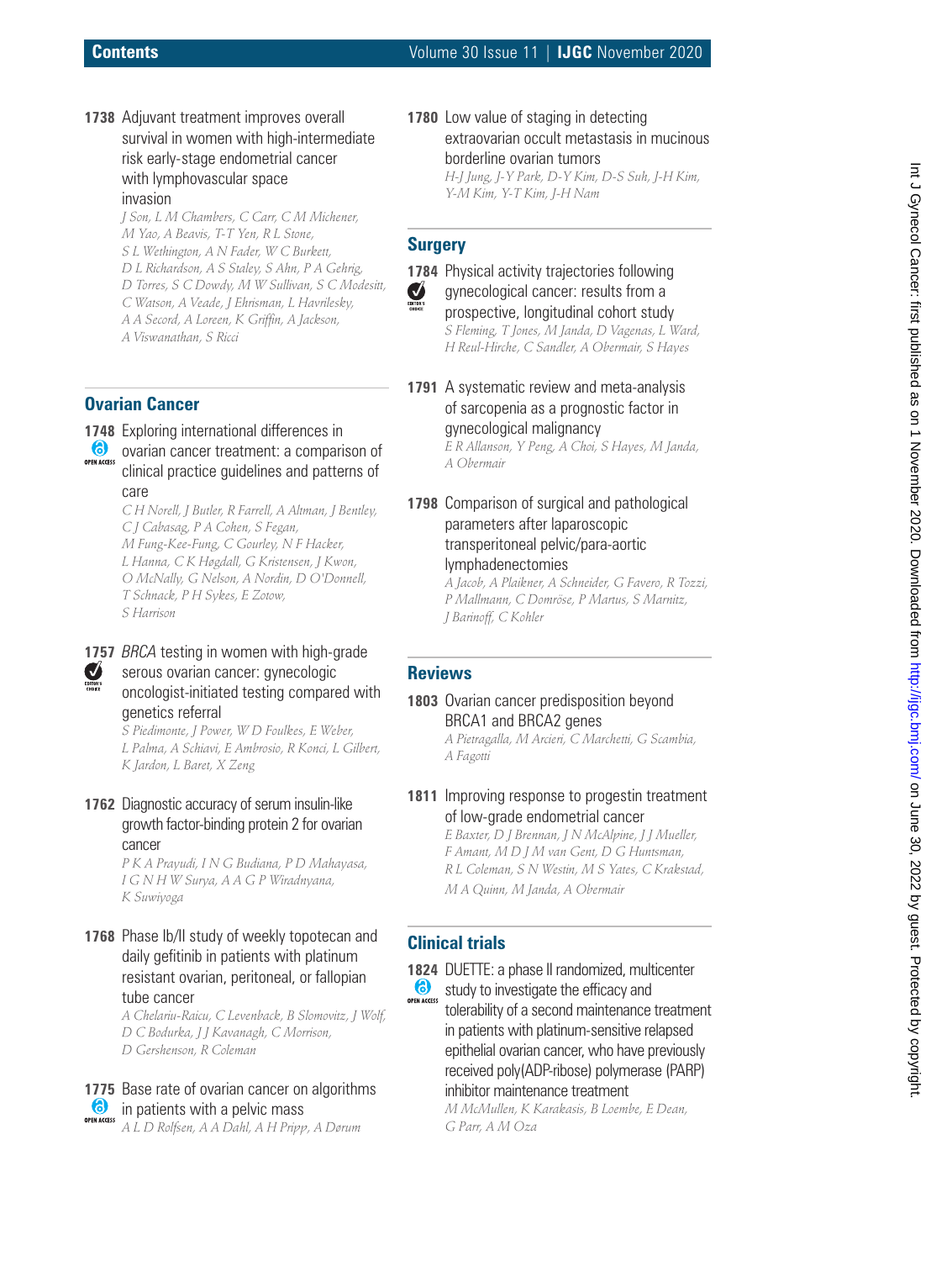**1738** Adjuvant treatment improves overall survival in women with high-intermediate risk early-stage endometrial cancer with lymphovascular space invasion

*J Son, L M Chambers, C Carr, C M Michener, M Yao, A Beavis, T-T Yen, R L Stone, S L Wethington, A N Fader, W C Burkett, D L Richardson, A S Staley, S Ahn, P A Gehrig, D Torres, S C Dowdy, M W Sullivan, S C Modesitt, C Watson, A Veade, J Ehrisman, L Havrilesky, A A Secord, A Loreen, K Griffin, A Jackson, A Viswanathan, S Ricci*

## Ovarian Cancer

**1748** Exploring international differences in ovarian cancer treatment: a comparison of clinical practice guidelines and patterns of care

OPEN ACCESS

*C H Norell, J Butler, R Farrell, A Altman, J Bentley, C J Cabasag, P A Cohen, S Fegan, M Fung-Kee-Fung, C Gourley, N F Hacker, L Hanna, C K Høgdall, G Kristensen, J Kwon, O McNally, G Nelson, A Nordin, D O'Donnell, T Schnack, P H Sykes, E Zotow, S Harrison*

**1757** *BRCA* testing in women with high-grade serous ovarian cancer: gynecologic oncologist-initiated testing compared with genetics referral

EDITOR'S CHOICE

*S Piedimonte, J Power, W D Foulkes, E Weber, L Palma, A Schiavi, E Ambrosio, R Konci, L Gilbert, K Jardon, L Baret, X Zeng*

**1762** Diagnostic accuracy of serum insulin-like growth factor-binding protein 2 for ovarian cancer

*P K A Prayudi, I N G Budiana, P D Mahayasa, I G N H W Surya, A A G P Wiradnyana, K Suwiyoga*

**1768** Phase Ib/II study of weekly topotecan and daily gefitinib in patients with platinum resistant ovarian, peritoneal, or fallopian tube cancer

*A Chelariu-Raicu, C Levenback, B Slomovitz, J Wolf, D C Bodurka, J J Kavanagh, C Morrison, D Gershenson, R Coleman*

**1775** Base rate of ovarian cancer on algorithms in patients with a pelvic mass

OPEN ACCESS

*A L D Rolfsen, A A Dahl, A H Pripp, A Dørum*

**1780** Low value of staging in detecting extraovarian occult metastasis in mucinous borderline ovarian tumors

*H-J Jung, J-Y Park, D-Y Kim, D-S Suh, J-H Kim, Y-M Kim, Y-T Kim, J-H Nam*

## Surgery

**1784** Physical activity trajectories following gynecological cancer: results from a prospective, longitudinal cohort study

EDITOR'S CHOICE

*S Fleming, T Jones, M Janda, D Vagenas, L Ward, H Reul-Hirche, C Sandler, A Obermair, S Hayes*

**1791** A systematic review and meta-analysis of sarcopenia as a prognostic factor in gynecological malignancy

*E R Allanson, Y Peng, A Choi, S Hayes, M Janda, A Obermair*

**1798** Comparison of surgical and pathological parameters after laparoscopic transperitoneal pelvic/para-aortic lymphadenectomies

*A Jacob, A Plaikner, A Schneider, G Favero, R Tozzi, P Mallmann, C Domröse, P Martus, S Marnitz, J Barinoff, C Kohler*

## Reviews

**1803** Ovarian cancer predisposition beyond BRCA1 and BRCA2 genes

*A Pietragalla, M Arcieri, C Marchetti, G Scambia, A Fagotti*

**1811** Improving response to progestin treatment of low-grade endometrial cancer

*E Baxter, D J Brennan, J N McAlpine, J J Mueller, F Amant, M D J M van Gent, D G Huntsman, R L Coleman, S N Westin, M S Yates, C Krakstad, M A Quinn, M Janda, A Obermair*

## Clinical trials

**1824** DUETTE: a phase II randomized, multicenter study to investigate the efficacy and tolerability of a second maintenance treatment in patients with platinum-sensitive relapsed epithelial ovarian cancer, who have previously received poly(ADP-ribose) polymerase (PARP) inhibitor maintenance treatment

OPEN ACCESS

*M McMullen, K Karakasis, B Loembe, E Dean, G Parr, A M Oza*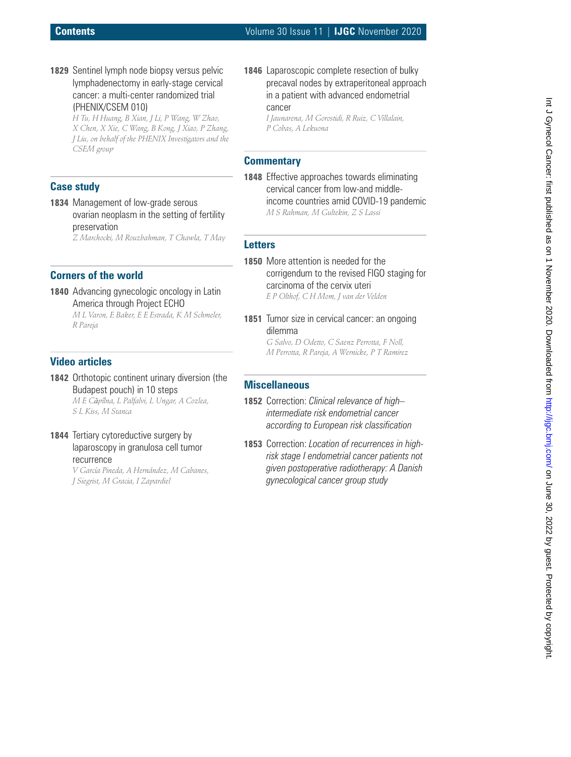**1829** Sentinel lymph node biopsy versus pelvic lymphadenectomy in early-stage cervical cancer: a multi-center randomized trial (PHENIX/CSEM 010)
*H Tu, H Huang, B Xian, J Li, P Wang, W Zhao, X Chen, X Xie, C Wang, B Kong, J Xiao, P Zhang, J Liu, on behalf of the PHENIX Investigators and the CSEM group*

## Case study

**1834** Management of low-grade serous ovarian neoplasm in the setting of fertility preservation
*Z Marchocki, M Rouzbahman, T Chawla, T May*

## Corners of the world

**1840** Advancing gynecologic oncology in Latin America through Project ECHO
*M L Varon, E Baker, E E Estrada, K M Schmeler, R Pareja*

## Video articles

**1842** Orthotopic continent urinary diversion (the Budapest pouch) in 10 steps
*M E Căpîlna, L Palfalvi, L Ungar, A Cozlea, S L Kiss, M Stanca*

**1844** Tertiary cytoreductive surgery by laparoscopy in granulosa cell tumor recurrence
*V García Pineda, A Hernández, M Cabanes, J Siegrist, M Gracia, I Zapardiel*

**1846** Laparoscopic complete resection of bulky precaval nodes by extraperitoneal approach in a patient with advanced endometrial cancer
*I Jaunarena, M Gorostidi, R Ruiz, C Villalain, P Cobas, A Lekuona*

## Commentary

**1848** Effective approaches towards eliminating cervical cancer from low-and middle-income countries amid COVID-19 pandemic
*M S Rahman, M Gultekin, Z S Lassi*

## Letters

**1850** More attention is needed for the corrigendum to the revised FIGO staging for carcinoma of the cervix uteri
*E P Olthof, C H Mom, J van der Velden*

**1851** Tumor size in cervical cancer: an ongoing dilemma
*G Salvo, D Odetto, C Saenz Perrotta, F Noll, M Perrotta, R Pareja, A Wernicke, P T Ramirez*

## Miscellaneous

**1852** Correction: *Clinical relevance of high–intermediate risk endometrial cancer according to European risk classification*

**1853** Correction: *Location of recurrences in high-risk stage I endometrial cancer patients not given postoperative radiotherapy: A Danish gynecological cancer group study*